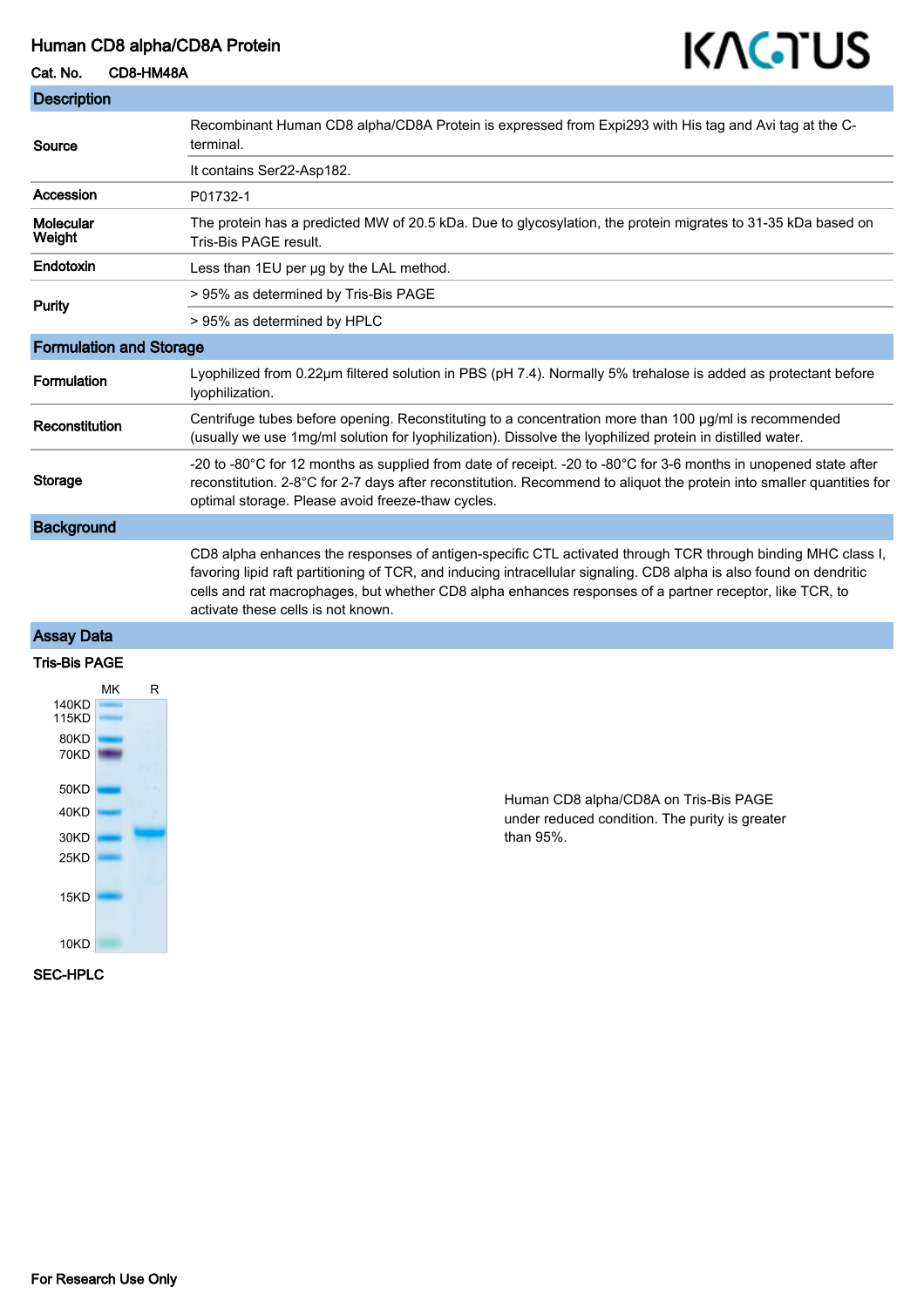# Human CD8 alpha/CD8A Protein

**Cat. No.** CD8-HM48A

## Description

| | |
|---|---|
| **Source** | Recombinant Human CD8 alpha/CD8A Protein is expressed from Expi293 with His tag and Avi tag at the C-terminal. |
| | It contains Ser22-Asp182. |
| **Accession** | P01732-1 |
| **Molecular Weight** | The protein has a predicted MW of 20.5 kDa. Due to glycosylation, the protein migrates to 31-35 kDa based on Tris-Bis PAGE result. |
| **Endotoxin** | Less than 1EU per μg by the LAL method. |
| **Purity** | > 95% as determined by Tris-Bis PAGE |
| | > 95% as determined by HPLC |

## Formulation and Storage

| | |
|---|---|
| **Formulation** | Lyophilized from 0.22μm filtered solution in PBS (pH 7.4). Normally 5% trehalose is added as protectant before lyophilization. |
| **Reconstitution** | Centrifuge tubes before opening. Reconstituting to a concentration more than 100 μg/ml is recommended (usually we use 1mg/ml solution for lyophilization). Dissolve the lyophilized protein in distilled water. |
| **Storage** | -20 to -80°C for 12 months as supplied from date of receipt. -20 to -80°C for 3-6 months in unopened state after reconstitution. 2-8°C for 2-7 days after reconstitution. Recommend to aliquot the protein into smaller quantities for optimal storage. Please avoid freeze-thaw cycles. |

## Background

CD8 alpha enhances the responses of antigen-specific CTL activated through TCR through binding MHC class I, favoring lipid raft partitioning of TCR, and inducing intracellular signaling. CD8 alpha is also found on dendritic cells and rat macrophages, but whether CD8 alpha enhances responses of a partner receptor, like TCR, to activate these cells is not known.

## Assay Data

### Tris-Bis PAGE

MK R

140KD
115KD
80KD
70KD
50KD
40KD
30KD
25KD
15KD
10KD

Human CD8 alpha/CD8A on Tris-Bis PAGE under reduced condition. The purity is greater than 95%.

### SEC-HPLC

For Research Use Only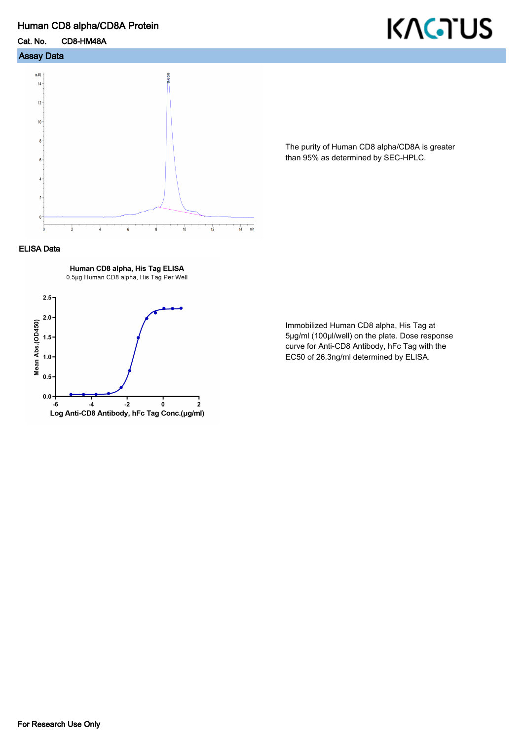# Human CD8 alpha/CD8A Protein

Cat. No. CD8-HM48A

KACTUS

## Assay Data

mAU
14
12
10
8
6
4
2
0
0 2 4 6 8 10 12 14 min
8.658

The purity of Human CD8 alpha/CD8A is greater than 95% as determined by SEC-HPLC.

## ELISA Data

Human CD8 alpha, His Tag ELISA
0.5μg Human CD8 alpha, His Tag Per Well

Mean Abs.(OD450)
2.5
2.0
1.5
1.0
0.5
0.0
-6 -4 -2 0 2
Log Anti-CD8 Antibody, hFc Tag Conc.(μg/ml)

Immobilized Human CD8 alpha, His Tag at 5μg/ml (100μl/well) on the plate. Dose response curve for Anti-CD8 Antibody, hFc Tag with the EC50 of 26.3ng/ml determined by ELISA.

For Research Use Only